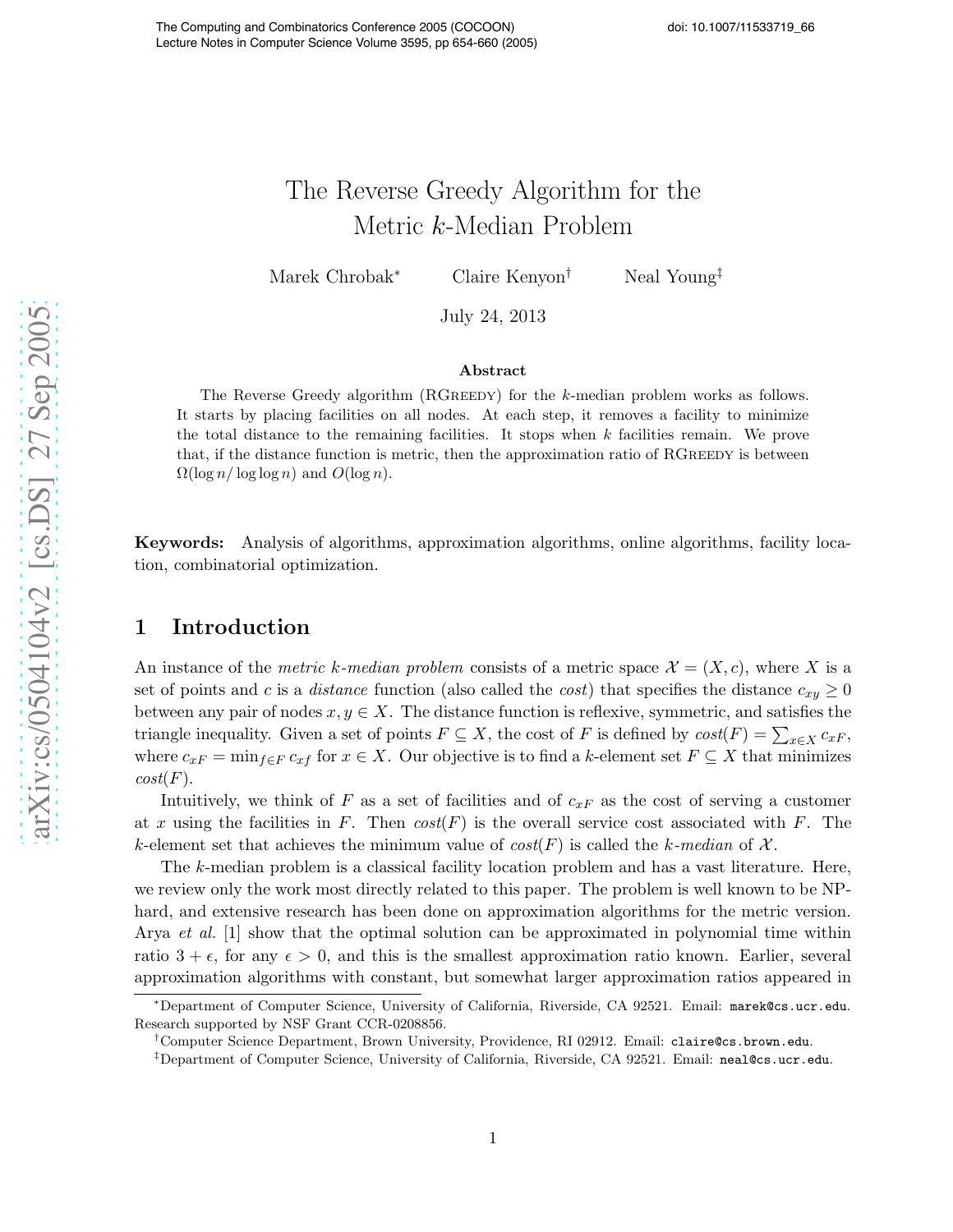# The Reverse Greedy Algorithm for the Metric $k$-Median Problem

Marek Chrobak* Claire Kenyon† Neal Young‡

July 24, 2013

### Abstract

The Reverse Greedy algorithm (RGREEDY) for the $k$-median problem works as follows. It starts by placing facilities on all nodes. At each step, it removes a facility to minimize the total distance to the remaining facilities. It stops when $k$ facilities remain. We prove that, if the distance function is metric, then the approximation ratio of RGREEDY is between $\Omega(\log n/ \log \log n)$ and $O(\log n)$.

**Keywords:** Analysis of algorithms, approximation algorithms, online algorithms, facility location, combinatorial optimization.

## 1 Introduction

An instance of the *metric $k$-median problem* consists of a metric space $\mathcal{X} = (X, c)$, where $X$ is a set of points and $c$ is a *distance* function (also called the *cost*) that specifies the distance $c_{xy} \geq 0$ between any pair of nodes $x, y \in X$. The distance function is reflexive, symmetric, and satisfies the triangle inequality. Given a set of points $F \subseteq X$, the cost of $F$ is defined by $cost(F) = \sum_{x \in X} c_{xF}$, where $c_{xF} = \min_{f \in F} c_{xf}$ for $x \in X$. Our objective is to find a $k$-element set $F \subseteq X$ that minimizes $cost(F)$.

Intuitively, we think of $F$ as a set of facilities and of $c_{xF}$ as the cost of serving a customer at $x$ using the facilities in $F$. Then $cost(F)$ is the overall service cost associated with $F$. The $k$-element set that achieves the minimum value of $cost(F)$ is called the *$k$-median* of $\mathcal{X}$.

The $k$-median problem is a classical facility location problem and has a vast literature. Here, we review only the work most directly related to this paper. The problem is well known to be NP-hard, and extensive research has been done on approximation algorithms for the metric version. Arya *et al.* [1] show that the optimal solution can be approximated in polynomial time within ratio $3 + \epsilon$, for any $\epsilon > 0$, and this is the smallest approximation ratio known. Earlier, several approximation algorithms with constant, but somewhat larger approximation ratios appeared in

---

*Department of Computer Science, University of California, Riverside, CA 92521. Email: marek@cs.ucr.edu. Research supported by NSF Grant CCR-0208856.

†Computer Science Department, Brown University, Providence, RI 02912. Email: claire@cs.brown.edu.

‡Department of Computer Science, University of California, Riverside, CA 92521. Email: neal@cs.ucr.edu.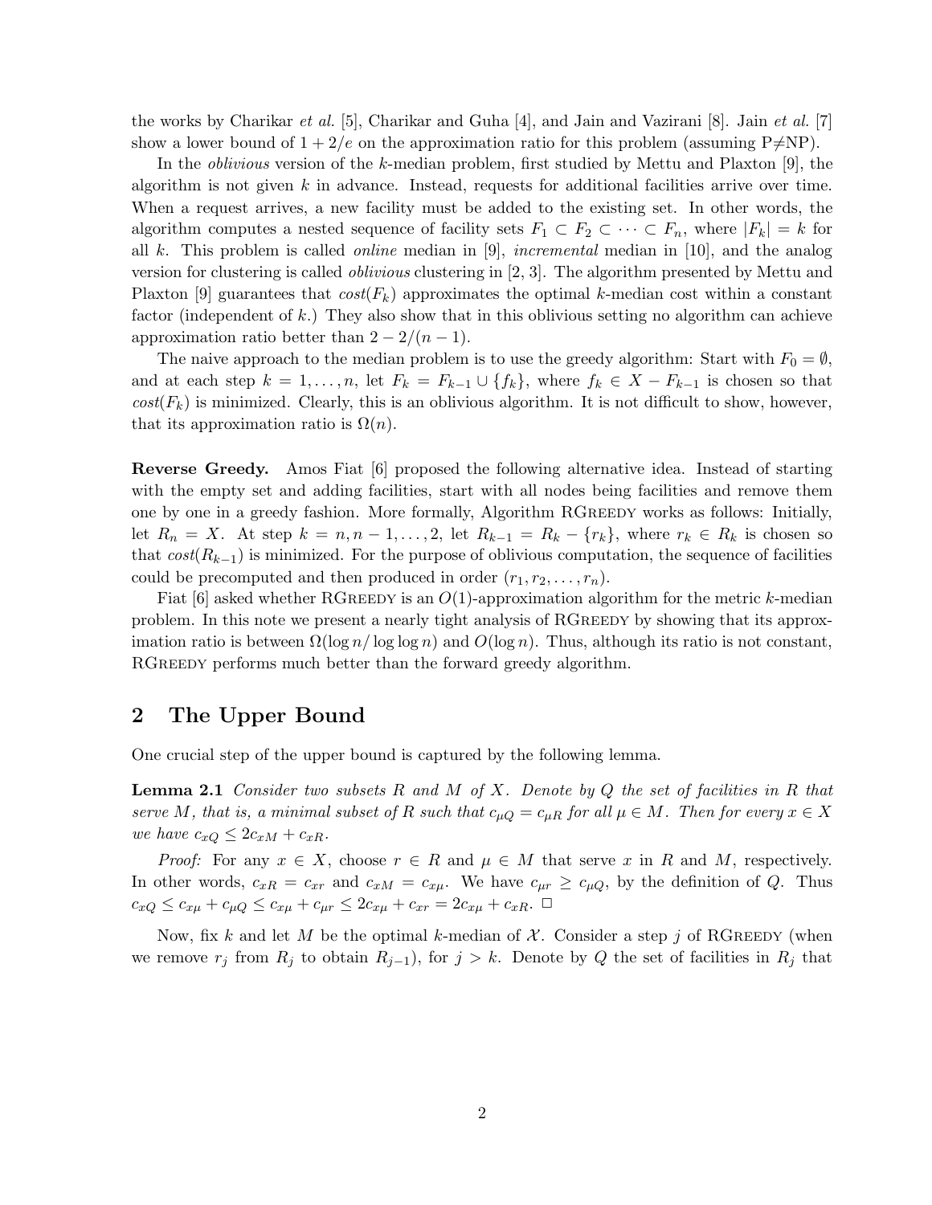the works by Charikar *et al.* [5], Charikar and Guha [4], and Jain and Vazirani [8]. Jain *et al.* [7] show a lower bound of $1 + 2/e$ on the approximation ratio for this problem (assuming P≠NP).

In the *oblivious* version of the $k$-median problem, first studied by Mettu and Plaxton [9], the algorithm is not given $k$ in advance. Instead, requests for additional facilities arrive over time. When a request arrives, a new facility must be added to the existing set. In other words, the algorithm computes a nested sequence of facility sets $F_1 \subset F_2 \subset \cdots \subset F_n$, where $|F_k| = k$ for all $k$. This problem is called *online* median in [9], *incremental* median in [10], and the analog version for clustering is called *oblivious* clustering in [2, 3]. The algorithm presented by Mettu and Plaxton [9] guarantees that $cost(F_k)$ approximates the optimal $k$-median cost within a constant factor (independent of $k$.) They also show that in this oblivious setting no algorithm can achieve approximation ratio better than $2 - 2/(n-1)$.

The naive approach to the median problem is to use the greedy algorithm: Start with $F_0 = \emptyset$, and at each step $k = 1, \ldots, n$, let $F_k = F_{k-1} \cup \{f_k\}$, where $f_k \in X - F_{k-1}$ is chosen so that $cost(F_k)$ is minimized. Clearly, this is an oblivious algorithm. It is not difficult to show, however, that its approximation ratio is $\Omega(n)$.

**Reverse Greedy.** Amos Fiat [6] proposed the following alternative idea. Instead of starting with the empty set and adding facilities, start with all nodes being facilities and remove them one by one in a greedy fashion. More formally, Algorithm RGreedy works as follows: Initially, let $R_n = X$. At step $k = n, n-1, \ldots, 2$, let $R_{k-1} = R_k - \{r_k\}$, where $r_k \in R_k$ is chosen so that $cost(R_{k-1})$ is minimized. For the purpose of oblivious computation, the sequence of facilities could be precomputed and then produced in order $(r_1, r_2, \ldots, r_n)$.

Fiat [6] asked whether RGreedy is an $O(1)$-approximation algorithm for the metric $k$-median problem. In this note we present a nearly tight analysis of RGreedy by showing that its approximation ratio is between $\Omega(\log n / \log \log n)$ and $O(\log n)$. Thus, although its ratio is not constant, RGreedy performs much better than the forward greedy algorithm.

## 2 The Upper Bound

One crucial step of the upper bound is captured by the following lemma.

**Lemma 2.1** *Consider two subsets $R$ and $M$ of $X$. Denote by $Q$ the set of facilities in $R$ that serve $M$, that is, a minimal subset of $R$ such that $c_{\mu Q} = c_{\mu R}$ for all $\mu \in M$. Then for every $x \in X$ we have $c_{xQ} \le 2c_{xM} + c_{xR}$.*

*Proof:* For any $x \in X$, choose $r \in R$ and $\mu \in M$ that serve $x$ in $R$ and $M$, respectively. In other words, $c_{xR} = c_{xr}$ and $c_{xM} = c_{x\mu}$. We have $c_{\mu r} \ge c_{\mu Q}$, by the definition of $Q$. Thus $c_{xQ} \le c_{x\mu} + c_{\mu Q} \le c_{x\mu} + c_{\mu r} \le 2c_{x\mu} + c_{xr} = 2c_{x\mu} + c_{xR}$. □

Now, fix $k$ and let $M$ be the optimal $k$-median of $\mathcal{X}$. Consider a step $j$ of RGreedy (when we remove $r_j$ from $R_j$ to obtain $R_{j-1}$), for $j > k$. Denote by $Q$ the set of facilities in $R_j$ that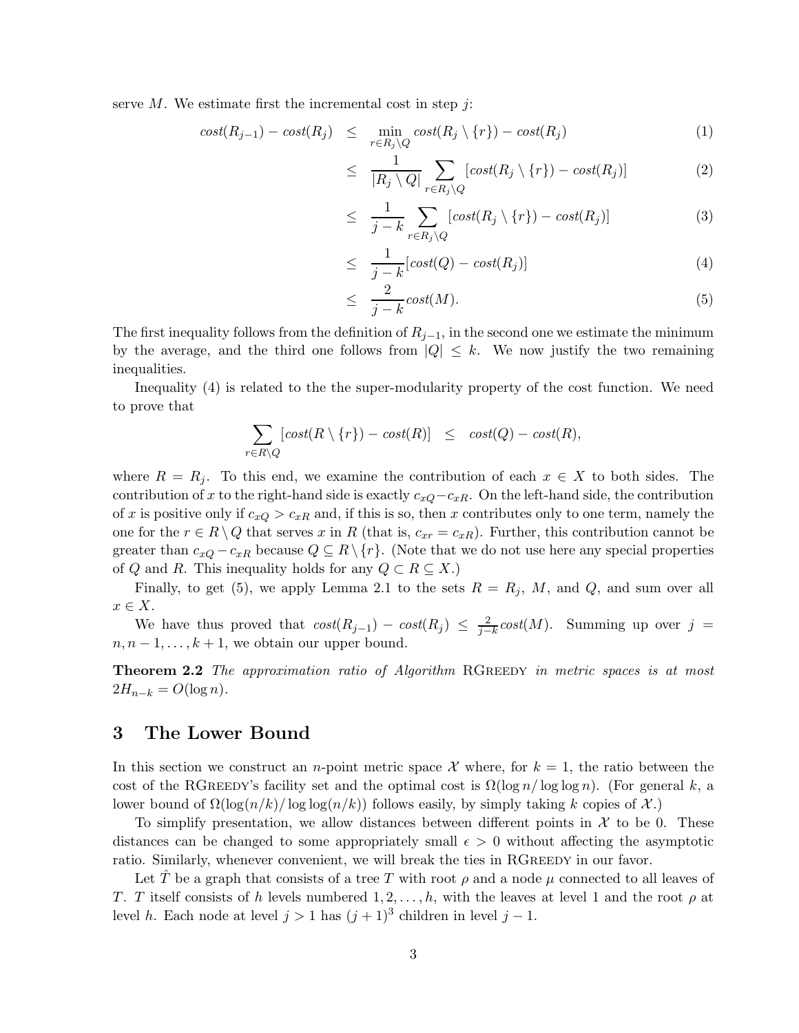serve $M$. We estimate first the incremental cost in step $j$:

$$
\begin{aligned}
cost(R_{j-1}) - cost(R_j) &\leq \min_{r \in R_j \setminus Q} cost(R_j \setminus \{r\}) - cost(R_j) && (1)\\
&\leq \frac{1}{|R_j \setminus Q|} \sum_{r \in R_j \setminus Q} [cost(R_j \setminus \{r\}) - cost(R_j)] && (2)\\
&\leq \frac{1}{j-k} \sum_{r \in R_j \setminus Q} [cost(R_j \setminus \{r\}) - cost(R_j)] && (3)\\
&\leq \frac{1}{j-k} [cost(Q) - cost(R_j)] && (4)\\
&\leq \frac{2}{j-k} cost(M). && (5)
\end{aligned}
$$

The first inequality follows from the definition of $R_{j-1}$, in the second one we estimate the minimum by the average, and the third one follows from $|Q| \leq k$. We now justify the two remaining inequalities.

Inequality (4) is related to the the super-modularity property of the cost function. We need to prove that

$$
\sum_{r \in R \setminus Q} [cost(R \setminus \{r\}) - cost(R)] \quad \leq \quad cost(Q) - cost(R),
$$

where $R = R_j$. To this end, we examine the contribution of each $x \in X$ to both sides. The contribution of $x$ to the right-hand side is exactly $c_{xQ} - c_{xR}$. On the left-hand side, the contribution of $x$ is positive only if $c_{xQ} > c_{xR}$ and, if this is so, then $x$ contributes only to one term, namely the one for the $r \in R \setminus Q$ that serves $x$ in $R$ (that is, $c_{xr} = c_{xR}$). Further, this contribution cannot be greater than $c_{xQ} - c_{xR}$ because $Q \subseteq R \setminus \{r\}$. (Note that we do not use here any special properties of $Q$ and $R$. This inequality holds for any $Q \subset R \subseteq X$.)

Finally, to get (5), we apply Lemma 2.1 to the sets $R = R_j$, $M$, and $Q$, and sum over all $x \in X$.

We have thus proved that $cost(R_{j-1}) - cost(R_j) \leq \frac{2}{j-k} cost(M)$. Summing up over $j = n, n-1, \ldots, k+1$, we obtain our upper bound.

**Theorem 2.2** *The approximation ratio of Algorithm* RGreedy *in metric spaces is at most* $2H_{n-k} = O(\log n)$.

# 3 The Lower Bound

In this section we construct an $n$-point metric space $\mathcal{X}$ where, for $k = 1$, the ratio between the cost of the RGreedy's facility set and the optimal cost is $\Omega(\log n / \log \log n)$. (For general $k$, a lower bound of $\Omega(\log(n/k) / \log \log(n/k))$ follows easily, by simply taking $k$ copies of $\mathcal{X}$.)

To simplify presentation, we allow distances between different points in $\mathcal{X}$ to be 0. These distances can be changed to some appropriately small $\epsilon > 0$ without affecting the asymptotic ratio. Similarly, whenever convenient, we will break the ties in RGreedy in our favor.

Let $\hat{T}$ be a graph that consists of a tree $T$ with root $\rho$ and a node $\mu$ connected to all leaves of $T$. $T$ itself consists of $h$ levels numbered $1, 2, \ldots, h$, with the leaves at level 1 and the root $\rho$ at level $h$. Each node at level $j > 1$ has $(j+1)^3$ children in level $j - 1$.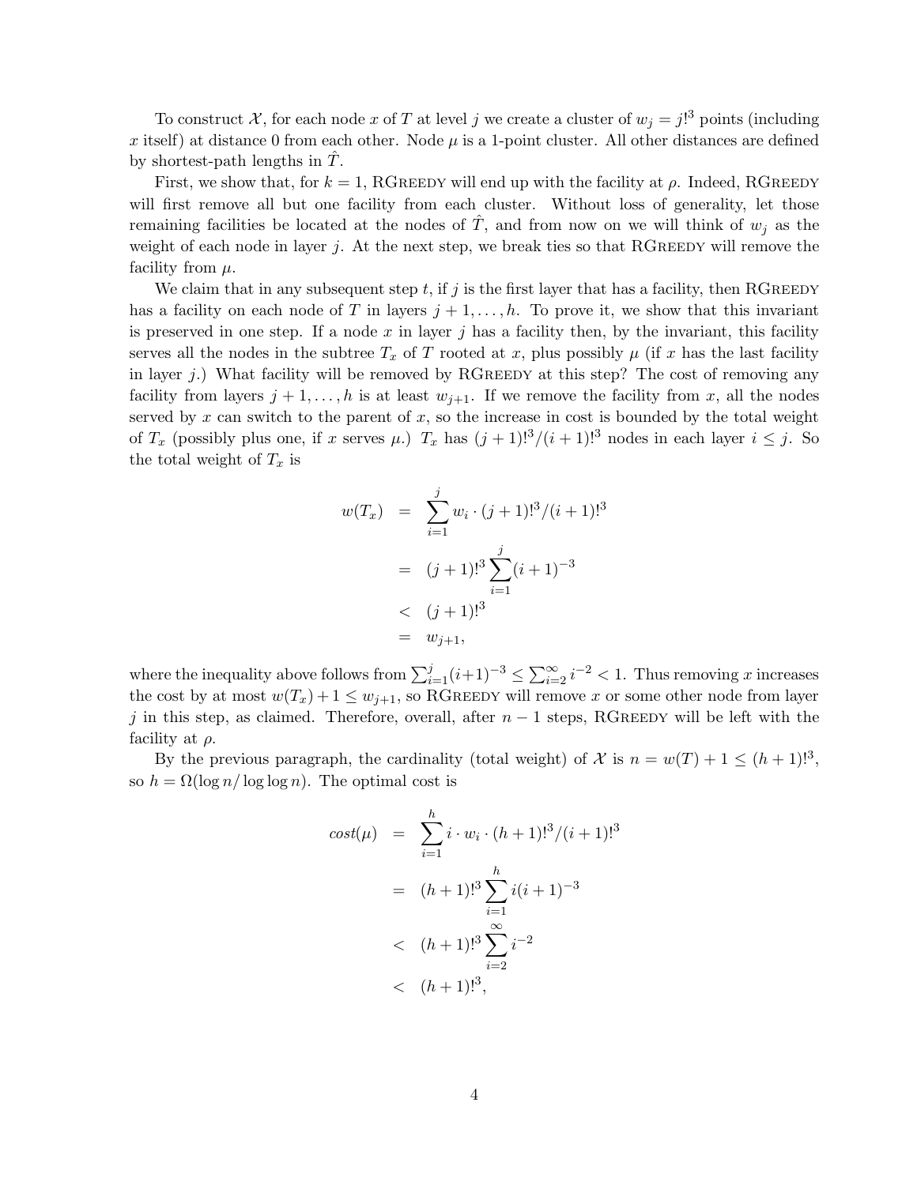To construct $\mathcal{X}$, for each node $x$ of $T$ at level $j$ we create a cluster of $w_j = j!^3$ points (including $x$ itself) at distance 0 from each other. Node $\mu$ is a 1-point cluster. All other distances are defined by shortest-path lengths in $\hat{T}$.

First, we show that, for $k = 1$, RGreedy will end up with the facility at $\rho$. Indeed, RGreedy will first remove all but one facility from each cluster. Without loss of generality, let those remaining facilities be located at the nodes of $\hat{T}$, and from now on we will think of $w_j$ as the weight of each node in layer $j$. At the next step, we break ties so that RGreedy will remove the facility from $\mu$.

We claim that in any subsequent step $t$, if $j$ is the first layer that has a facility, then RGreedy has a facility on each node of $T$ in layers $j+1, \ldots, h$. To prove it, we show that this invariant is preserved in one step. If a node $x$ in layer $j$ has a facility then, by the invariant, this facility serves all the nodes in the subtree $T_x$ of $T$ rooted at $x$, plus possibly $\mu$ (if $x$ has the last facility in layer $j$.) What facility will be removed by RGreedy at this step? The cost of removing any facility from layers $j+1, \ldots, h$ is at least $w_{j+1}$. If we remove the facility from $x$, all the nodes served by $x$ can switch to the parent of $x$, so the increase in cost is bounded by the total weight of $T_x$ (possibly plus one, if $x$ serves $\mu$.) $T_x$ has $(j+1)!^3/(i+1)!^3$ nodes in each layer $i \le j$. So the total weight of $T_x$ is

$$
\begin{aligned}
w(T_x) &= \sum_{i=1}^{j} w_i \cdot (j+1)!^3/(i+1)!^3 \\
&= (j+1)!^3 \sum_{i=1}^{j} (i+1)^{-3} \\
&< (j+1)!^3 \\
&= w_{j+1},
\end{aligned}
$$

where the inequality above follows from $\sum_{i=1}^{j} (i+1)^{-3} \le \sum_{i=2}^{\infty} i^{-2} < 1$. Thus removing $x$ increases the cost by at most $w(T_x) + 1 \le w_{j+1}$, so RGreedy will remove $x$ or some other node from layer $j$ in this step, as claimed. Therefore, overall, after $n-1$ steps, RGreedy will be left with the facility at $\rho$.

By the previous paragraph, the cardinality (total weight) of $\mathcal{X}$ is $n = w(T) + 1 \le (h+1)!^3$, so $h = \Omega(\log n / \log\log n)$. The optimal cost is

$$
\begin{aligned}
cost(\mu) &= \sum_{i=1}^{h} i \cdot w_i \cdot (h+1)!^3/(i+1)!^3 \\
&= (h+1)!^3 \sum_{i=1}^{h} i(i+1)^{-3} \\
&< (h+1)!^3 \sum_{i=2}^{\infty} i^{-2} \\
&< (h+1)!^3,
\end{aligned}
$$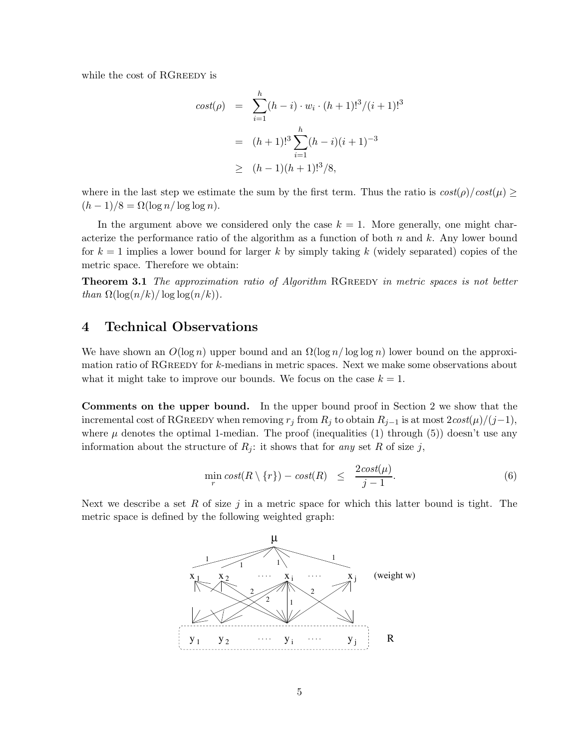while the cost of RGreedy is

$$
\begin{aligned}
cost(\rho) &= \sum_{i=1}^{h} (h-i) \cdot w_i \cdot (h+1)!^3/(i+1)!^3 \\
&= (h+1)!^3 \sum_{i=1}^{h} (h-i)(i+1)^{-3} \\
&\geq (h-1)(h+1)!^3/8,
\end{aligned}
$$

where in the last step we estimate the sum by the first term. Thus the ratio is $cost(\rho)/cost(\mu) \geq (h-1)/8 = \Omega(\log n/\log\log n)$.

In the argument above we considered only the case $k=1$. More generally, one might characterize the performance ratio of the algorithm as a function of both $n$ and $k$. Any lower bound for $k=1$ implies a lower bound for larger $k$ by simply taking $k$ (widely separated) copies of the metric space. Therefore we obtain:

**Theorem 3.1** *The approximation ratio of Algorithm* RGreedy *in metric spaces is not better than* $\Omega(\log(n/k)/\log\log(n/k))$.

## 4 Technical Observations

We have shown an $O(\log n)$ upper bound and an $\Omega(\log n/\log\log n)$ lower bound on the approximation ratio of RGreedy for $k$-medians in metric spaces. Next we make some observations about what it might take to improve our bounds. We focus on the case $k=1$.

**Comments on the upper bound.** In the upper bound proof in Section 2 we show that the incremental cost of RGreedy when removing $r_j$ from $R_j$ to obtain $R_{j-1}$ is at most $2cost(\mu)/(j-1)$, where $\mu$ denotes the optimal 1-median. The proof (inequalities (1) through (5)) doesn't use any information about the structure of $R_j$: it shows that for *any* set $R$ of size $j$,

$$
\min_r cost(R \setminus \{r\}) - cost(R) \leq \frac{2cost(\mu)}{j-1}. \tag{6}
$$

Next we describe a set $R$ of size $j$ in a metric space for which this latter bound is tight. The metric space is defined by the following weighted graph: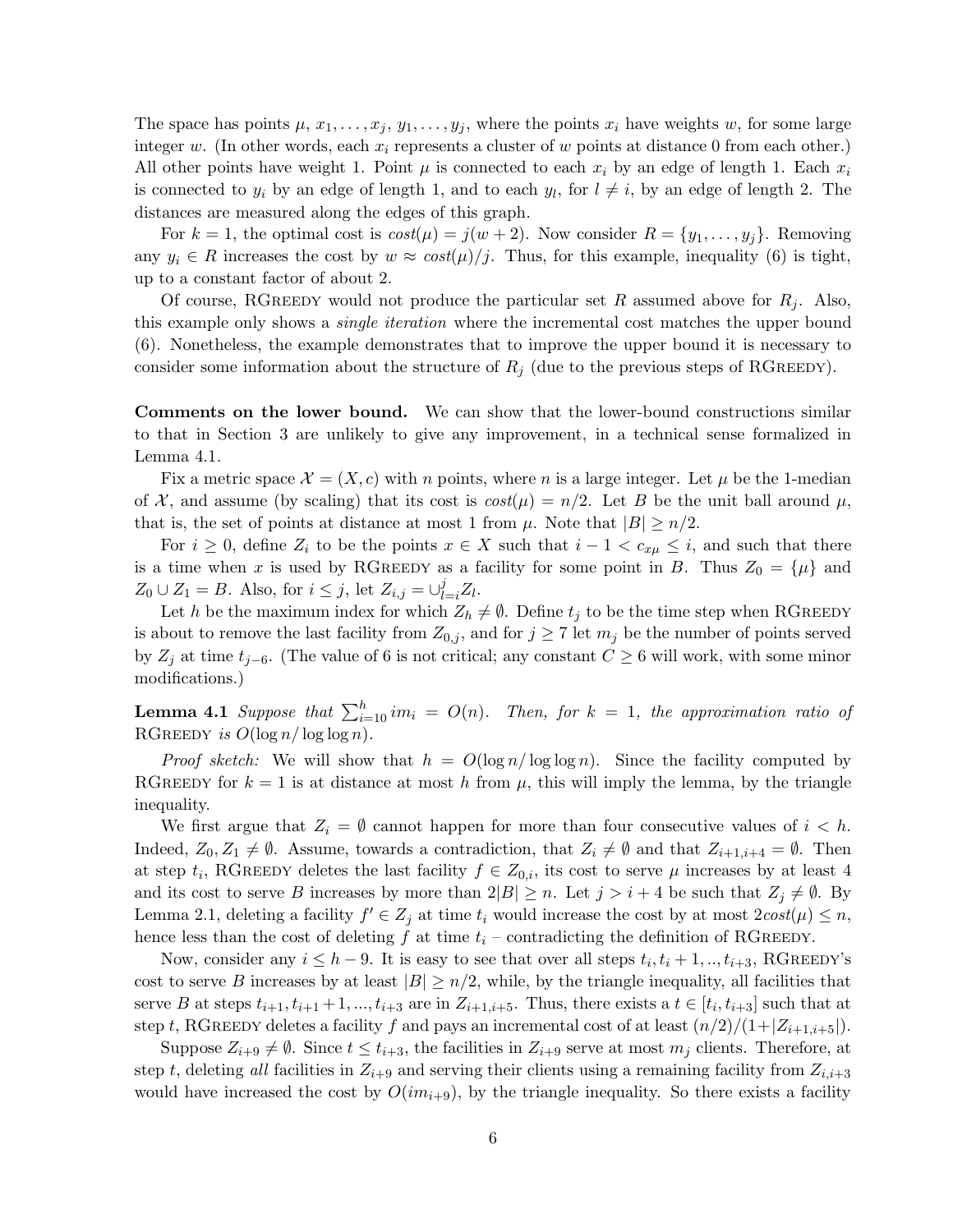The space has points $\mu, x_1, \ldots, x_j, y_1, \ldots, y_j$, where the points $x_i$ have weights $w$, for some large integer $w$. (In other words, each $x_i$ represents a cluster of $w$ points at distance 0 from each other.) All other points have weight 1. Point $\mu$ is connected to each $x_i$ by an edge of length 1. Each $x_i$ is connected to $y_i$ by an edge of length 1, and to each $y_l$, for $l \neq i$, by an edge of length 2. The distances are measured along the edges of this graph.

For $k = 1$, the optimal cost is $cost(\mu) = j(w + 2)$. Now consider $R = \{y_1, \ldots, y_j\}$. Removing any $y_i \in R$ increases the cost by $w \approx cost(\mu)/j$. Thus, for this example, inequality (6) is tight, up to a constant factor of about 2.

Of course, RGreedy would not produce the particular set $R$ assumed above for $R_j$. Also, this example only shows a *single iteration* where the incremental cost matches the upper bound (6). Nonetheless, the example demonstrates that to improve the upper bound it is necessary to consider some information about the structure of $R_j$ (due to the previous steps of RGreedy).

**Comments on the lower bound.** We can show that the lower-bound constructions similar to that in Section 3 are unlikely to give any improvement, in a technical sense formalized in Lemma 4.1.

Fix a metric space $\mathcal{X} = (X, c)$ with $n$ points, where $n$ is a large integer. Let $\mu$ be the 1-median of $\mathcal{X}$, and assume (by scaling) that its cost is $cost(\mu) = n/2$. Let $B$ be the unit ball around $\mu$, that is, the set of points at distance at most 1 from $\mu$. Note that $|B| \geq n/2$.

For $i \geq 0$, define $Z_i$ to be the points $x \in X$ such that $i - 1 < c_{x\mu} \leq i$, and such that there is a time when $x$ is used by RGreedy as a facility for some point in $B$. Thus $Z_0 = \{\mu\}$ and $Z_0 \cup Z_1 = B$. Also, for $i \leq j$, let $Z_{i,j} = \cup_{l=i}^{j} Z_l$.

Let $h$ be the maximum index for which $Z_h \neq \emptyset$. Define $t_j$ to be the time step when RGreedy is about to remove the last facility from $Z_{0,j}$, and for $j \geq 7$ let $m_j$ be the number of points served by $Z_j$ at time $t_{j-6}$. (The value of 6 is not critical; any constant $C \geq 6$ will work, with some minor modifications.)

**Lemma 4.1** *Suppose that $\sum_{i=10}^{h} i m_i = O(n)$. Then, for $k = 1$, the approximation ratio of* RGreedy *is $O(\log n / \log \log n)$.*

*Proof sketch:* We will show that $h = O(\log n / \log \log n)$. Since the facility computed by RGreedy for $k = 1$ is at distance at most $h$ from $\mu$, this will imply the lemma, by the triangle inequality.

We first argue that $Z_i = \emptyset$ cannot happen for more than four consecutive values of $i < h$. Indeed, $Z_0, Z_1 \neq \emptyset$. Assume, towards a contradiction, that $Z_i \neq \emptyset$ and that $Z_{i+1,i+4} = \emptyset$. Then at step $t_i$, RGreedy deletes the last facility $f \in Z_{0,i}$, its cost to serve $\mu$ increases by at least 4 and its cost to serve $B$ increases by more than $2|B| \geq n$. Let $j > i + 4$ be such that $Z_j \neq \emptyset$. By Lemma 2.1, deleting a facility $f' \in Z_j$ at time $t_i$ would increase the cost by at most $2cost(\mu) \leq n$, hence less than the cost of deleting $f$ at time $t_i$ – contradicting the definition of RGreedy.

Now, consider any $i \leq h - 9$. It is easy to see that over all steps $t_i, t_i + 1, .., t_{i+3}$, RGreedy's cost to serve $B$ increases by at least $|B| \geq n/2$, while, by the triangle inequality, all facilities that serve $B$ at steps $t_{i+1}, t_{i+1} + 1, ..., t_{i+3}$ are in $Z_{i+1,i+5}$. Thus, there exists a $t \in [t_i, t_{i+3}]$ such that at step $t$, RGreedy deletes a facility $f$ and pays an incremental cost of at least $(n/2)/(1+|Z_{i+1,i+5}|)$.

Suppose $Z_{i+9} \neq \emptyset$. Since $t \leq t_{i+3}$, the facilities in $Z_{i+9}$ serve at most $m_j$ clients. Therefore, at step $t$, deleting *all* facilities in $Z_{i+9}$ and serving their clients using a remaining facility from $Z_{i,i+3}$ would have increased the cost by $O(im_{i+9})$, by the triangle inequality. So there exists a facility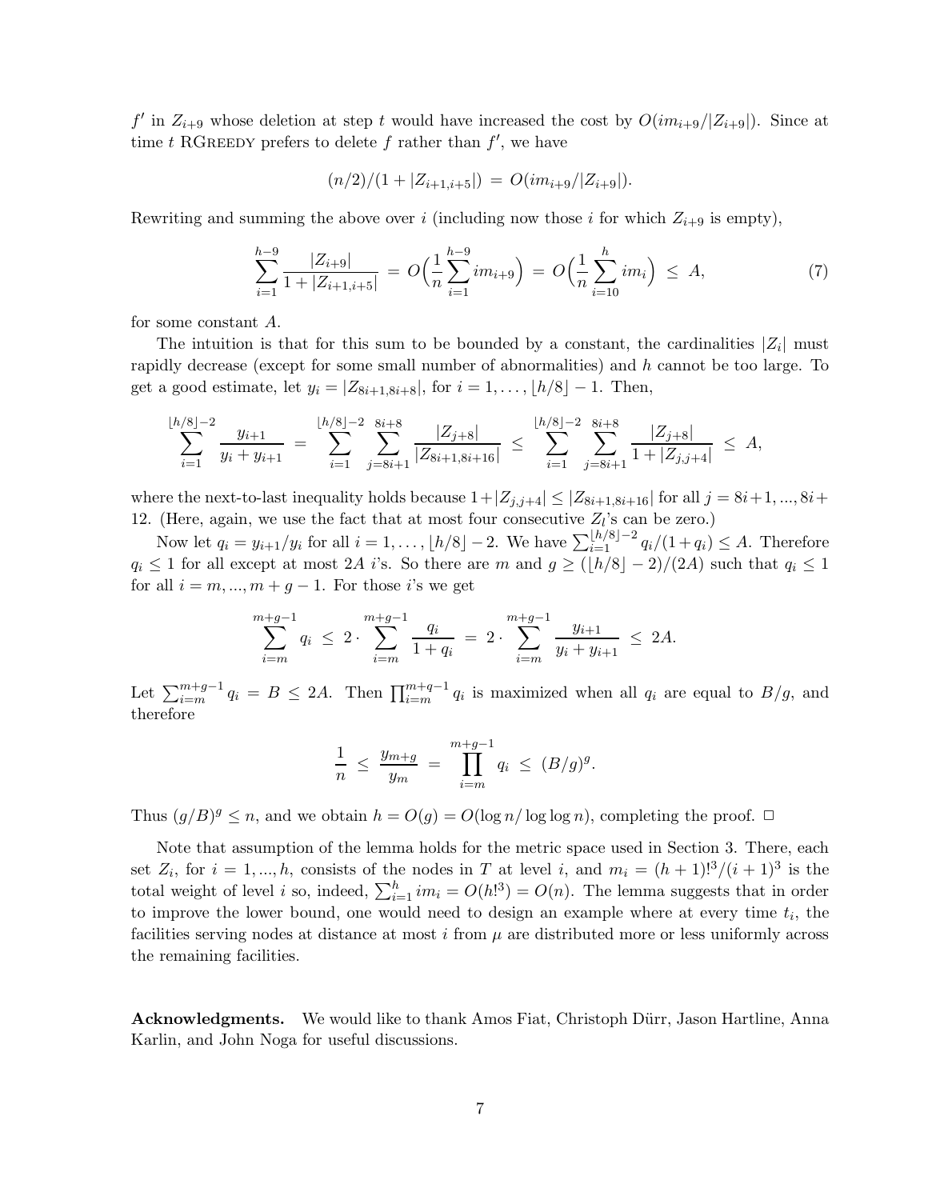$f'$ in $Z_{i+9}$ whose deletion at step $t$ would have increased the cost by $O(im_{i+9}/|Z_{i+9}|)$. Since at time $t$ RGREEDY prefers to delete $f$ rather than $f'$, we have

$$(n/2)/(1 + |Z_{i+1,i+5}|) \;=\; O(im_{i+9}/|Z_{i+9}|).$$

Rewriting and summing the above over $i$ (including now those $i$ for which $Z_{i+9}$ is empty),

$$\sum_{i=1}^{h-9} \frac{|Z_{i+9}|}{1+|Z_{i+1,i+5}|} \;=\; O\Big(\frac{1}{n}\sum_{i=1}^{h-9} im_{i+9}\Big) \;=\; O\Big(\frac{1}{n}\sum_{i=10}^{h} im_i\Big) \;\leq\; A, \tag{7}$$

for some constant $A$.

The intuition is that for this sum to be bounded by a constant, the cardinalities $|Z_i|$ must rapidly decrease (except for some small number of abnormalities) and $h$ cannot be too large. To get a good estimate, let $y_i = |Z_{8i+1,8i+8}|$, for $i = 1, \ldots, \lfloor h/8 \rfloor - 1$. Then,

$$\sum_{i=1}^{\lfloor h/8\rfloor-2} \frac{y_{i+1}}{y_i + y_{i+1}} \;=\; \sum_{i=1}^{\lfloor h/8\rfloor-2} \sum_{j=8i+1}^{8i+8} \frac{|Z_{j+8}|}{|Z_{8i+1,8i+16}|} \;\leq\; \sum_{i=1}^{\lfloor h/8\rfloor-2} \sum_{j=8i+1}^{8i+8} \frac{|Z_{j+8}|}{1+|Z_{j,j+4}|} \;\leq\; A,$$

where the next-to-last inequality holds because $1 + |Z_{j,j+4}| \leq |Z_{8i+1,8i+16}|$ for all $j = 8i+1, \ldots, 8i+12$. (Here, again, we use the fact that at most four consecutive $Z_l$'s can be zero.)

Now let $q_i = y_{i+1}/y_i$ for all $i = 1, \ldots, \lfloor h/8 \rfloor - 2$. We have $\sum_{i=1}^{\lfloor h/8\rfloor-2} q_i/(1+q_i) \leq A$. Therefore $q_i \leq 1$ for all except at most $2A$ $i$'s. So there are $m$ and $g \geq (\lfloor h/8 \rfloor - 2)/(2A)$ such that $q_i \leq 1$ for all $i = m, \ldots, m+g-1$. For those $i$'s we get

$$\sum_{i=m}^{m+g-1} q_i \;\leq\; 2 \cdot \sum_{i=m}^{m+g-1} \frac{q_i}{1+q_i} \;=\; 2 \cdot \sum_{i=m}^{m+g-1} \frac{y_{i+1}}{y_i + y_{i+1}} \;\leq\; 2A.$$

Let $\sum_{i=m}^{m+g-1} q_i = B \leq 2A$. Then $\prod_{i=m}^{m+q-1} q_i$ is maximized when all $q_i$ are equal to $B/g$, and therefore

$$\frac{1}{n} \;\leq\; \frac{y_{m+g}}{y_m} \;=\; \prod_{i=m}^{m+g-1} q_i \;\leq\; (B/g)^g.$$

Thus $(g/B)^g \leq n$, and we obtain $h = O(g) = O(\log n / \log\log n)$, completing the proof. $\Box$

Note that assumption of the lemma holds for the metric space used in Section 3. There, each set $Z_i$, for $i = 1, \ldots, h$, consists of the nodes in $T$ at level $i$, and $m_i = (h+1)!^3/(i+1)^3$ is the total weight of level $i$ so, indeed, $\sum_{i=1}^{h} im_i = O(h!^3) = O(n)$. The lemma suggests that in order to improve the lower bound, one would need to design an example where at every time $t_i$, the facilities serving nodes at distance at most $i$ from $\mu$ are distributed more or less uniformly across the remaining facilities.

**Acknowledgments.** We would like to thank Amos Fiat, Christoph Dürr, Jason Hartline, Anna Karlin, and John Noga for useful discussions.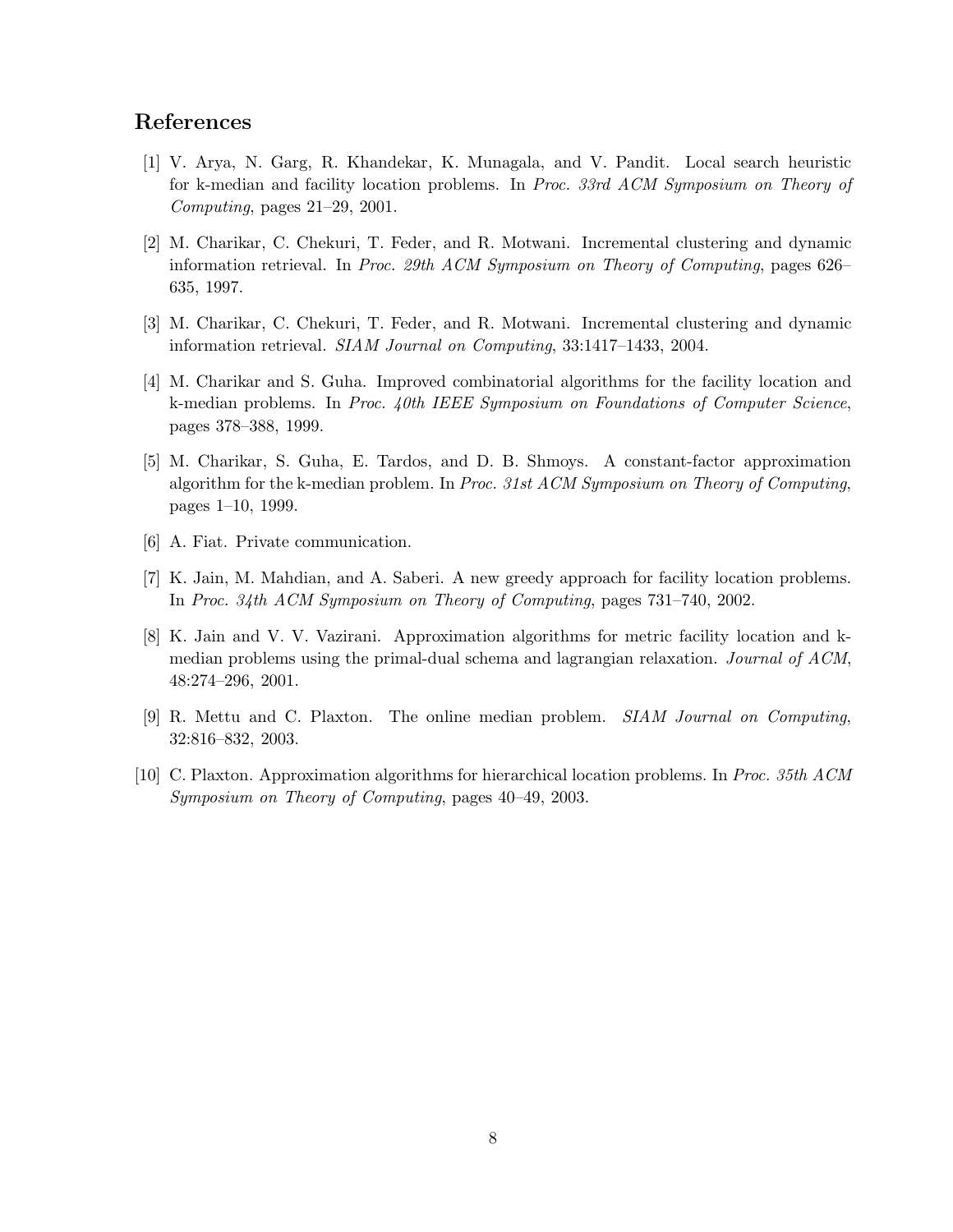## References

[1] V. Arya, N. Garg, R. Khandekar, K. Munagala, and V. Pandit. Local search heuristic for k-median and facility location problems. In *Proc. 33rd ACM Symposium on Theory of Computing*, pages 21–29, 2001.

[2] M. Charikar, C. Chekuri, T. Feder, and R. Motwani. Incremental clustering and dynamic information retrieval. In *Proc. 29th ACM Symposium on Theory of Computing*, pages 626–635, 1997.

[3] M. Charikar, C. Chekuri, T. Feder, and R. Motwani. Incremental clustering and dynamic information retrieval. *SIAM Journal on Computing*, 33:1417–1433, 2004.

[4] M. Charikar and S. Guha. Improved combinatorial algorithms for the facility location and k-median problems. In *Proc. 40th IEEE Symposium on Foundations of Computer Science*, pages 378–388, 1999.

[5] M. Charikar, S. Guha, E. Tardos, and D. B. Shmoys. A constant-factor approximation algorithm for the k-median problem. In *Proc. 31st ACM Symposium on Theory of Computing*, pages 1–10, 1999.

[6] A. Fiat. Private communication.

[7] K. Jain, M. Mahdian, and A. Saberi. A new greedy approach for facility location problems. In *Proc. 34th ACM Symposium on Theory of Computing*, pages 731–740, 2002.

[8] K. Jain and V. V. Vazirani. Approximation algorithms for metric facility location and k-median problems using the primal-dual schema and lagrangian relaxation. *Journal of ACM*, 48:274–296, 2001.

[9] R. Mettu and C. Plaxton. The online median problem. *SIAM Journal on Computing*, 32:816–832, 2003.

[10] C. Plaxton. Approximation algorithms for hierarchical location problems. In *Proc. 35th ACM Symposium on Theory of Computing*, pages 40–49, 2003.